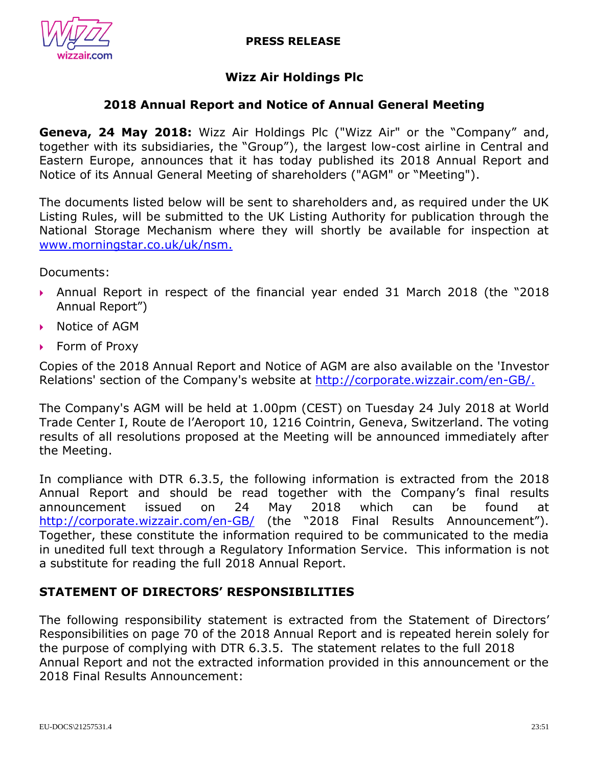**PRESS RELEASE**

## Wizz Air Holdings Plc

## 2018 Annual Report and Notice of Annual General Meeting

**Geneva, 24 May 2018:** Wizz Air Holdings Plc ("Wizz Air" or the "Company" and, together with its subsidiaries, the "Group"), the largest low-cost airline in Central and Eastern Europe, announces that it has today published its 2018 Annual Report and Notice of its Annual General Meeting of shareholders ("AGM" or "Meeting").

The documents listed below will be sent to shareholders and, as required under the UK Listing Rules, will be submitted to the UK Listing Authority for publication through the National Storage Mechanism where they will shortly be available for inspection at www.morningstar.co.uk/uk/nsm.

Documents:

- Annual Report in respect of the financial year ended 31 March 2018 (the "2018 Annual Report")
- Notice of AGM
- Form of Proxy

Copies of the 2018 Annual Report and Notice of AGM are also available on the 'Investor Relations' section of the Company's website at http://corporate.wizzair.com/en-GB/.

The Company's AGM will be held at 1.00pm (CEST) on Tuesday 24 July 2018 at World Trade Center I, Route de l'Aeroport 10, 1216 Cointrin, Geneva, Switzerland. The voting results of all resolutions proposed at the Meeting will be announced immediately after the Meeting.

In compliance with DTR 6.3.5, the following information is extracted from the 2018 Annual Report and should be read together with the Company's final results announcement issued on 24 May 2018 which can be found at http://corporate.wizzair.com/en-GB/ (the "2018 Final Results Announcement"). Together, these constitute the information required to be communicated to the media in unedited full text through a Regulatory Information Service. This information is not a substitute for reading the full 2018 Annual Report.

### STATEMENT OF DIRECTORS' RESPONSIBILITIES

The following responsibility statement is extracted from the Statement of Directors' Responsibilities on page 70 of the 2018 Annual Report and is repeated herein solely for the purpose of complying with DTR 6.3.5. The statement relates to the full 2018 Annual Report and not the extracted information provided in this announcement or the 2018 Final Results Announcement: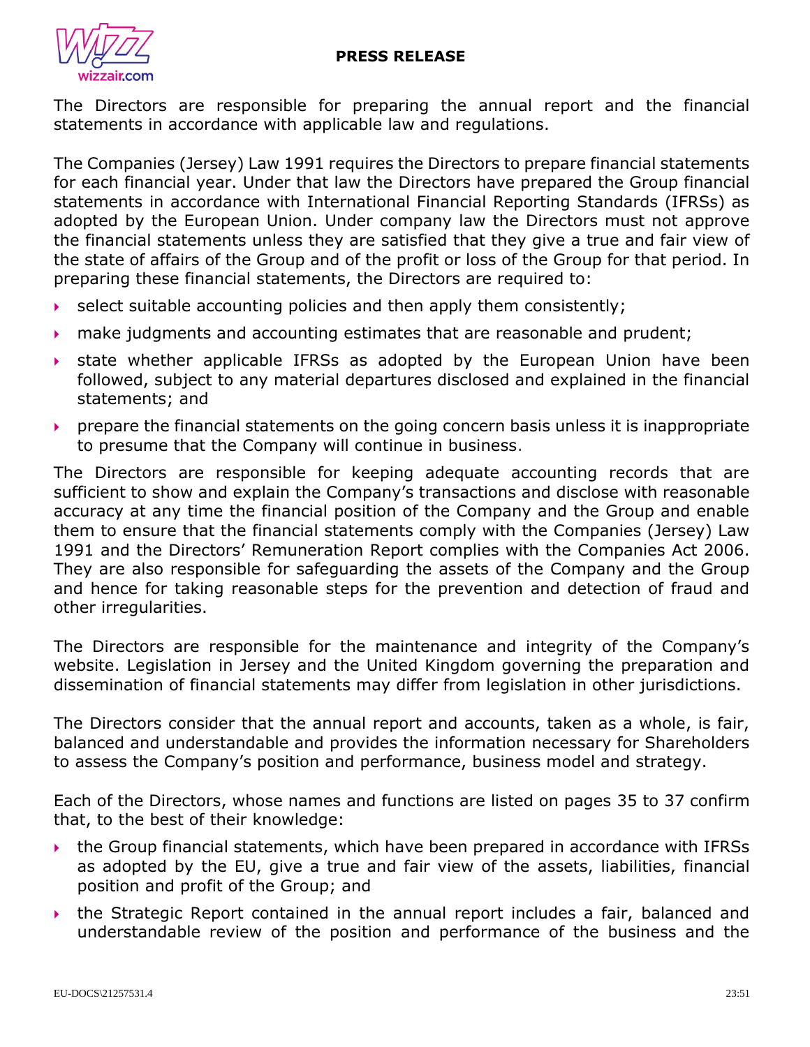The Directors are responsible for preparing the annual report and the financial statements in accordance with applicable law and regulations.

The Companies (Jersey) Law 1991 requires the Directors to prepare financial statements for each financial year. Under that law the Directors have prepared the Group financial statements in accordance with International Financial Reporting Standards (IFRSs) as adopted by the European Union. Under company law the Directors must not approve the financial statements unless they are satisfied that they give a true and fair view of the state of affairs of the Group and of the profit or loss of the Group for that period. In preparing these financial statements, the Directors are required to:

- select suitable accounting policies and then apply them consistently;
- make judgments and accounting estimates that are reasonable and prudent;
- state whether applicable IFRSs as adopted by the European Union have been followed, subject to any material departures disclosed and explained in the financial statements; and
- prepare the financial statements on the going concern basis unless it is inappropriate to presume that the Company will continue in business.

The Directors are responsible for keeping adequate accounting records that are sufficient to show and explain the Company's transactions and disclose with reasonable accuracy at any time the financial position of the Company and the Group and enable them to ensure that the financial statements comply with the Companies (Jersey) Law 1991 and the Directors' Remuneration Report complies with the Companies Act 2006. They are also responsible for safeguarding the assets of the Company and the Group and hence for taking reasonable steps for the prevention and detection of fraud and other irregularities.

The Directors are responsible for the maintenance and integrity of the Company's website. Legislation in Jersey and the United Kingdom governing the preparation and dissemination of financial statements may differ from legislation in other jurisdictions.

The Directors consider that the annual report and accounts, taken as a whole, is fair, balanced and understandable and provides the information necessary for Shareholders to assess the Company's position and performance, business model and strategy.

Each of the Directors, whose names and functions are listed on pages 35 to 37 confirm that, to the best of their knowledge:

- the Group financial statements, which have been prepared in accordance with IFRSs as adopted by the EU, give a true and fair view of the assets, liabilities, financial position and profit of the Group; and
- the Strategic Report contained in the annual report includes a fair, balanced and understandable review of the position and performance of the business and the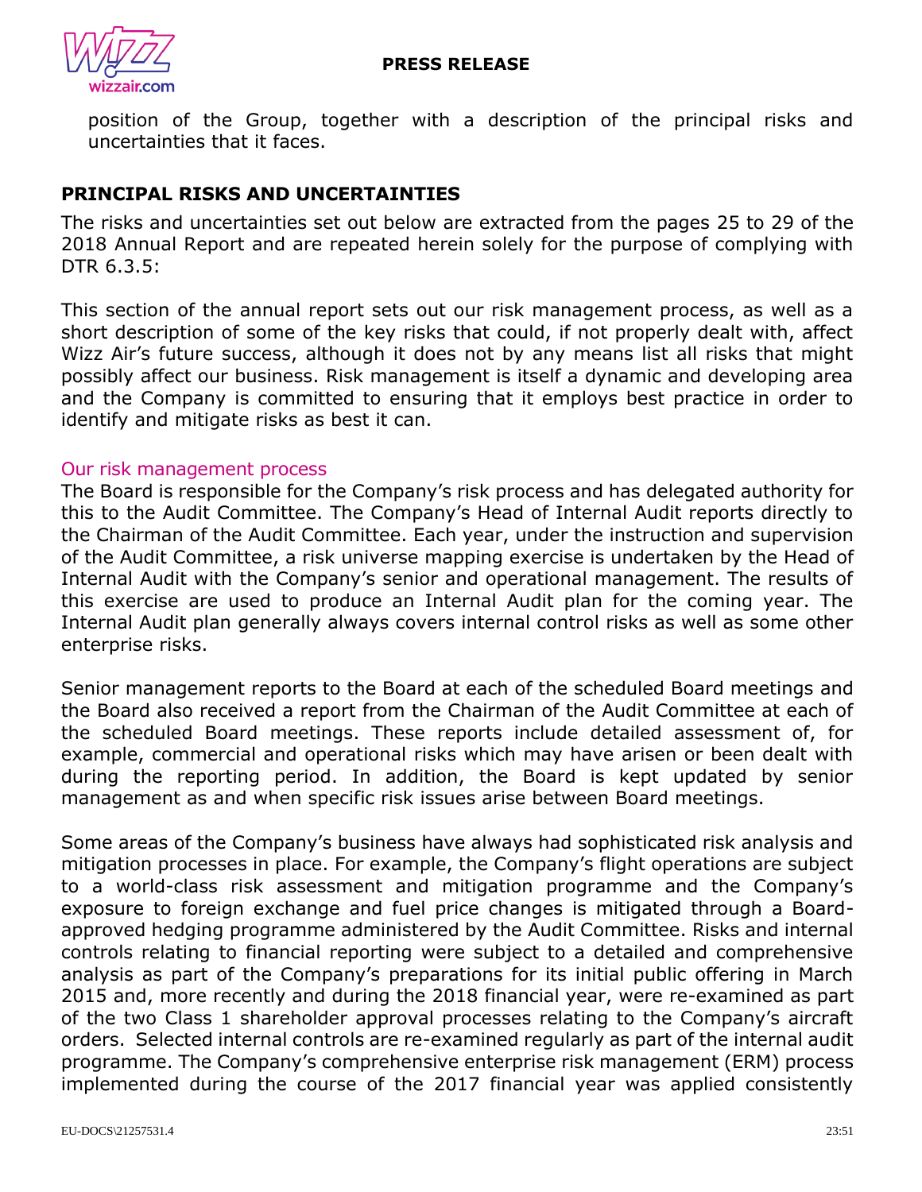position of the Group, together with a description of the principal risks and uncertainties that it faces.

## PRINCIPAL RISKS AND UNCERTAINTIES

The risks and uncertainties set out below are extracted from the pages 25 to 29 of the 2018 Annual Report and are repeated herein solely for the purpose of complying with DTR 6.3.5:

This section of the annual report sets out our risk management process, as well as a short description of some of the key risks that could, if not properly dealt with, affect Wizz Air's future success, although it does not by any means list all risks that might possibly affect our business. Risk management is itself a dynamic and developing area and the Company is committed to ensuring that it employs best practice in order to identify and mitigate risks as best it can.

### Our risk management process

The Board is responsible for the Company's risk process and has delegated authority for this to the Audit Committee. The Company's Head of Internal Audit reports directly to the Chairman of the Audit Committee. Each year, under the instruction and supervision of the Audit Committee, a risk universe mapping exercise is undertaken by the Head of Internal Audit with the Company's senior and operational management. The results of this exercise are used to produce an Internal Audit plan for the coming year. The Internal Audit plan generally always covers internal control risks as well as some other enterprise risks.

Senior management reports to the Board at each of the scheduled Board meetings and the Board also received a report from the Chairman of the Audit Committee at each of the scheduled Board meetings. These reports include detailed assessment of, for example, commercial and operational risks which may have arisen or been dealt with during the reporting period. In addition, the Board is kept updated by senior management as and when specific risk issues arise between Board meetings.

Some areas of the Company's business have always had sophisticated risk analysis and mitigation processes in place. For example, the Company's flight operations are subject to a world-class risk assessment and mitigation programme and the Company's exposure to foreign exchange and fuel price changes is mitigated through a Board-approved hedging programme administered by the Audit Committee. Risks and internal controls relating to financial reporting were subject to a detailed and comprehensive analysis as part of the Company's preparations for its initial public offering in March 2015 and, more recently and during the 2018 financial year, were re-examined as part of the two Class 1 shareholder approval processes relating to the Company's aircraft orders. Selected internal controls are re-examined regularly as part of the internal audit programme. The Company's comprehensive enterprise risk management (ERM) process implemented during the course of the 2017 financial year was applied consistently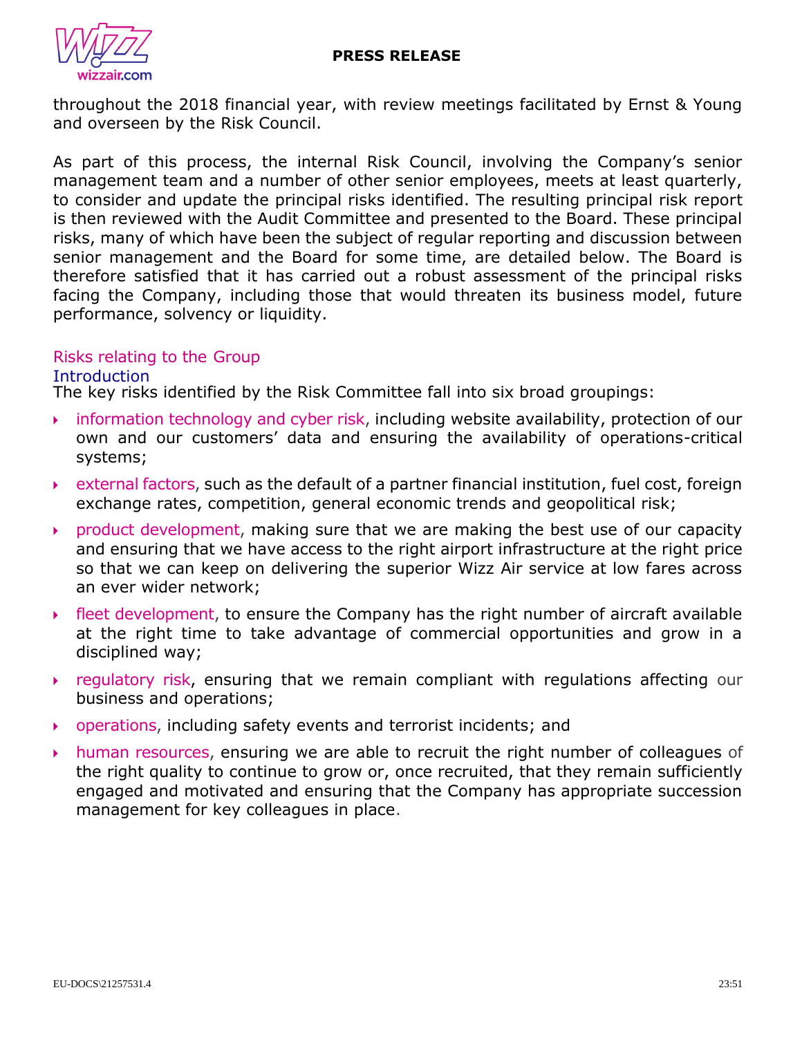throughout the 2018 financial year, with review meetings facilitated by Ernst & Young and overseen by the Risk Council.

As part of this process, the internal Risk Council, involving the Company's senior management team and a number of other senior employees, meets at least quarterly, to consider and update the principal risks identified. The resulting principal risk report is then reviewed with the Audit Committee and presented to the Board. These principal risks, many of which have been the subject of regular reporting and discussion between senior management and the Board for some time, are detailed below. The Board is therefore satisfied that it has carried out a robust assessment of the principal risks facing the Company, including those that would threaten its business model, future performance, solvency or liquidity.

## Risks relating to the Group

### Introduction

The key risks identified by the Risk Committee fall into six broad groupings:

- information technology and cyber risk, including website availability, protection of our own and our customers' data and ensuring the availability of operations-critical systems;
- external factors, such as the default of a partner financial institution, fuel cost, foreign exchange rates, competition, general economic trends and geopolitical risk;
- product development, making sure that we are making the best use of our capacity and ensuring that we have access to the right airport infrastructure at the right price so that we can keep on delivering the superior Wizz Air service at low fares across an ever wider network;
- fleet development, to ensure the Company has the right number of aircraft available at the right time to take advantage of commercial opportunities and grow in a disciplined way;
- regulatory risk, ensuring that we remain compliant with regulations affecting our business and operations;
- operations, including safety events and terrorist incidents; and
- human resources, ensuring we are able to recruit the right number of colleagues of the right quality to continue to grow or, once recruited, that they remain sufficiently engaged and motivated and ensuring that the Company has appropriate succession management for key colleagues in place.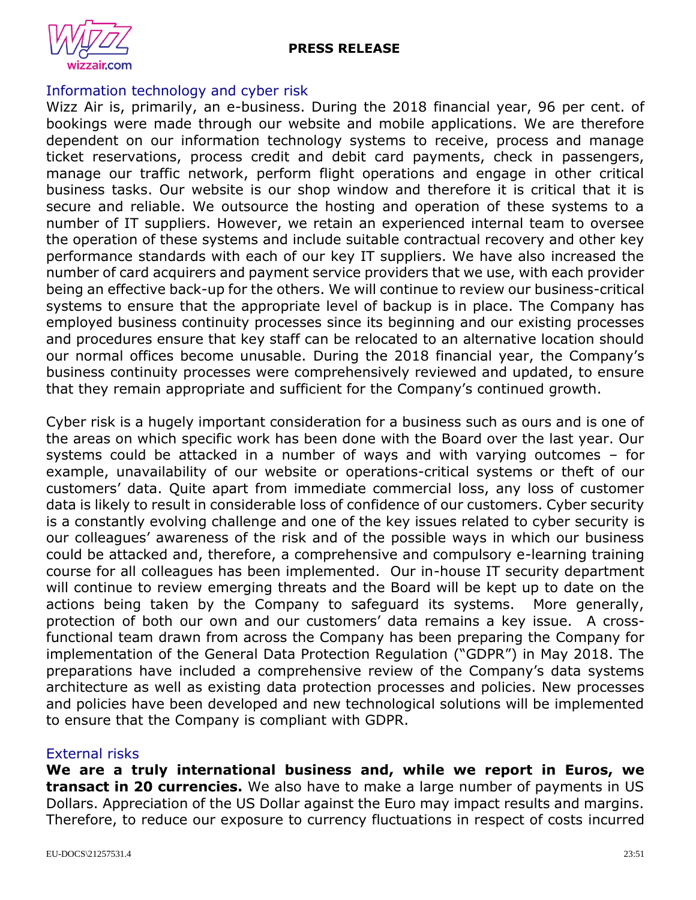## Information technology and cyber risk

Wizz Air is, primarily, an e-business. During the 2018 financial year, 96 per cent. of bookings were made through our website and mobile applications. We are therefore dependent on our information technology systems to receive, process and manage ticket reservations, process credit and debit card payments, check in passengers, manage our traffic network, perform flight operations and engage in other critical business tasks. Our website is our shop window and therefore it is critical that it is secure and reliable. We outsource the hosting and operation of these systems to a number of IT suppliers. However, we retain an experienced internal team to oversee the operation of these systems and include suitable contractual recovery and other key performance standards with each of our key IT suppliers. We have also increased the number of card acquirers and payment service providers that we use, with each provider being an effective back-up for the others. We will continue to review our business-critical systems to ensure that the appropriate level of backup is in place. The Company has employed business continuity processes since its beginning and our existing processes and procedures ensure that key staff can be relocated to an alternative location should our normal offices become unusable. During the 2018 financial year, the Company's business continuity processes were comprehensively reviewed and updated, to ensure that they remain appropriate and sufficient for the Company's continued growth.

Cyber risk is a hugely important consideration for a business such as ours and is one of the areas on which specific work has been done with the Board over the last year. Our systems could be attacked in a number of ways and with varying outcomes – for example, unavailability of our website or operations-critical systems or theft of our customers' data. Quite apart from immediate commercial loss, any loss of customer data is likely to result in considerable loss of confidence of our customers. Cyber security is a constantly evolving challenge and one of the key issues related to cyber security is our colleagues' awareness of the risk and of the possible ways in which our business could be attacked and, therefore, a comprehensive and compulsory e-learning training course for all colleagues has been implemented. Our in-house IT security department will continue to review emerging threats and the Board will be kept up to date on the actions being taken by the Company to safeguard its systems. More generally, protection of both our own and our customers' data remains a key issue. A cross-functional team drawn from across the Company has been preparing the Company for implementation of the General Data Protection Regulation ("GDPR") in May 2018. The preparations have included a comprehensive review of the Company's data systems architecture as well as existing data protection processes and policies. New processes and policies have been developed and new technological solutions will be implemented to ensure that the Company is compliant with GDPR.

## External risks

**We are a truly international business and, while we report in Euros, we transact in 20 currencies.** We also have to make a large number of payments in US Dollars. Appreciation of the US Dollar against the Euro may impact results and margins. Therefore, to reduce our exposure to currency fluctuations in respect of costs incurred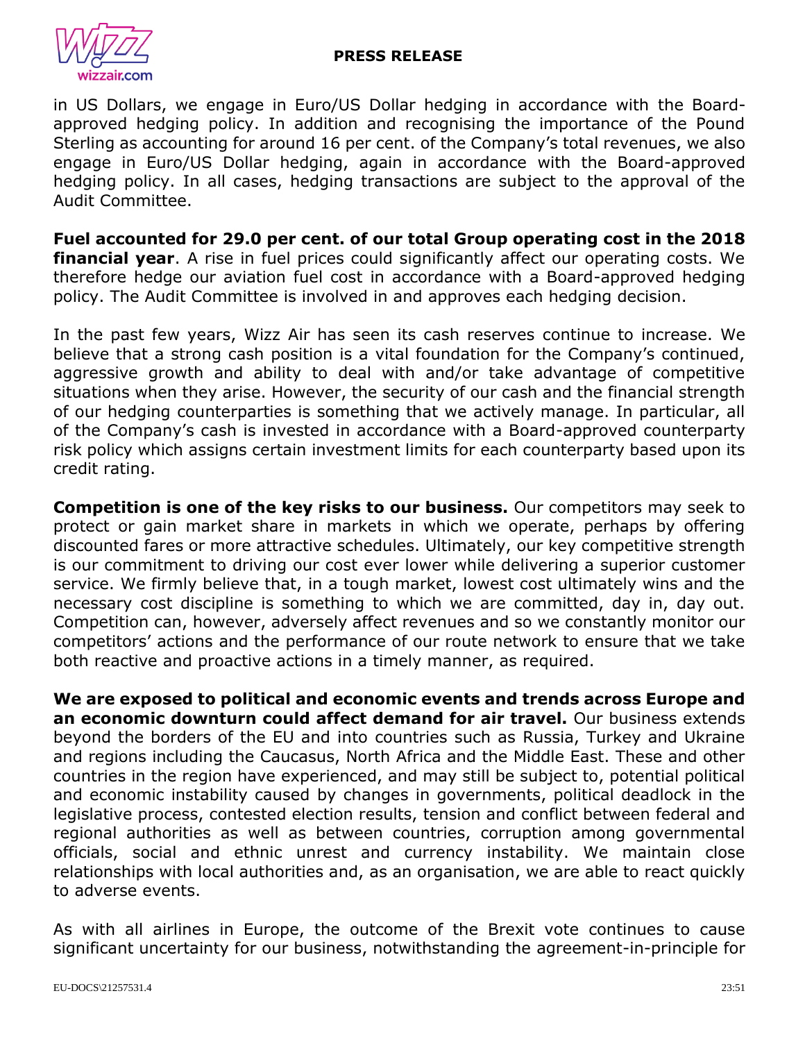in US Dollars, we engage in Euro/US Dollar hedging in accordance with the Board-approved hedging policy. In addition and recognising the importance of the Pound Sterling as accounting for around 16 per cent. of the Company's total revenues, we also engage in Euro/US Dollar hedging, again in accordance with the Board-approved hedging policy. In all cases, hedging transactions are subject to the approval of the Audit Committee.

**Fuel accounted for 29.0 per cent. of our total Group operating cost in the 2018 financial year**. A rise in fuel prices could significantly affect our operating costs. We therefore hedge our aviation fuel cost in accordance with a Board-approved hedging policy. The Audit Committee is involved in and approves each hedging decision.

In the past few years, Wizz Air has seen its cash reserves continue to increase. We believe that a strong cash position is a vital foundation for the Company's continued, aggressive growth and ability to deal with and/or take advantage of competitive situations when they arise. However, the security of our cash and the financial strength of our hedging counterparties is something that we actively manage. In particular, all of the Company's cash is invested in accordance with a Board-approved counterparty risk policy which assigns certain investment limits for each counterparty based upon its credit rating.

**Competition is one of the key risks to our business.** Our competitors may seek to protect or gain market share in markets in which we operate, perhaps by offering discounted fares or more attractive schedules. Ultimately, our key competitive strength is our commitment to driving our cost ever lower while delivering a superior customer service. We firmly believe that, in a tough market, lowest cost ultimately wins and the necessary cost discipline is something to which we are committed, day in, day out. Competition can, however, adversely affect revenues and so we constantly monitor our competitors' actions and the performance of our route network to ensure that we take both reactive and proactive actions in a timely manner, as required.

**We are exposed to political and economic events and trends across Europe and an economic downturn could affect demand for air travel.** Our business extends beyond the borders of the EU and into countries such as Russia, Turkey and Ukraine and regions including the Caucasus, North Africa and the Middle East. These and other countries in the region have experienced, and may still be subject to, potential political and economic instability caused by changes in governments, political deadlock in the legislative process, contested election results, tension and conflict between federal and regional authorities as well as between countries, corruption among governmental officials, social and ethnic unrest and currency instability. We maintain close relationships with local authorities and, as an organisation, we are able to react quickly to adverse events.

As with all airlines in Europe, the outcome of the Brexit vote continues to cause significant uncertainty for our business, notwithstanding the agreement-in-principle for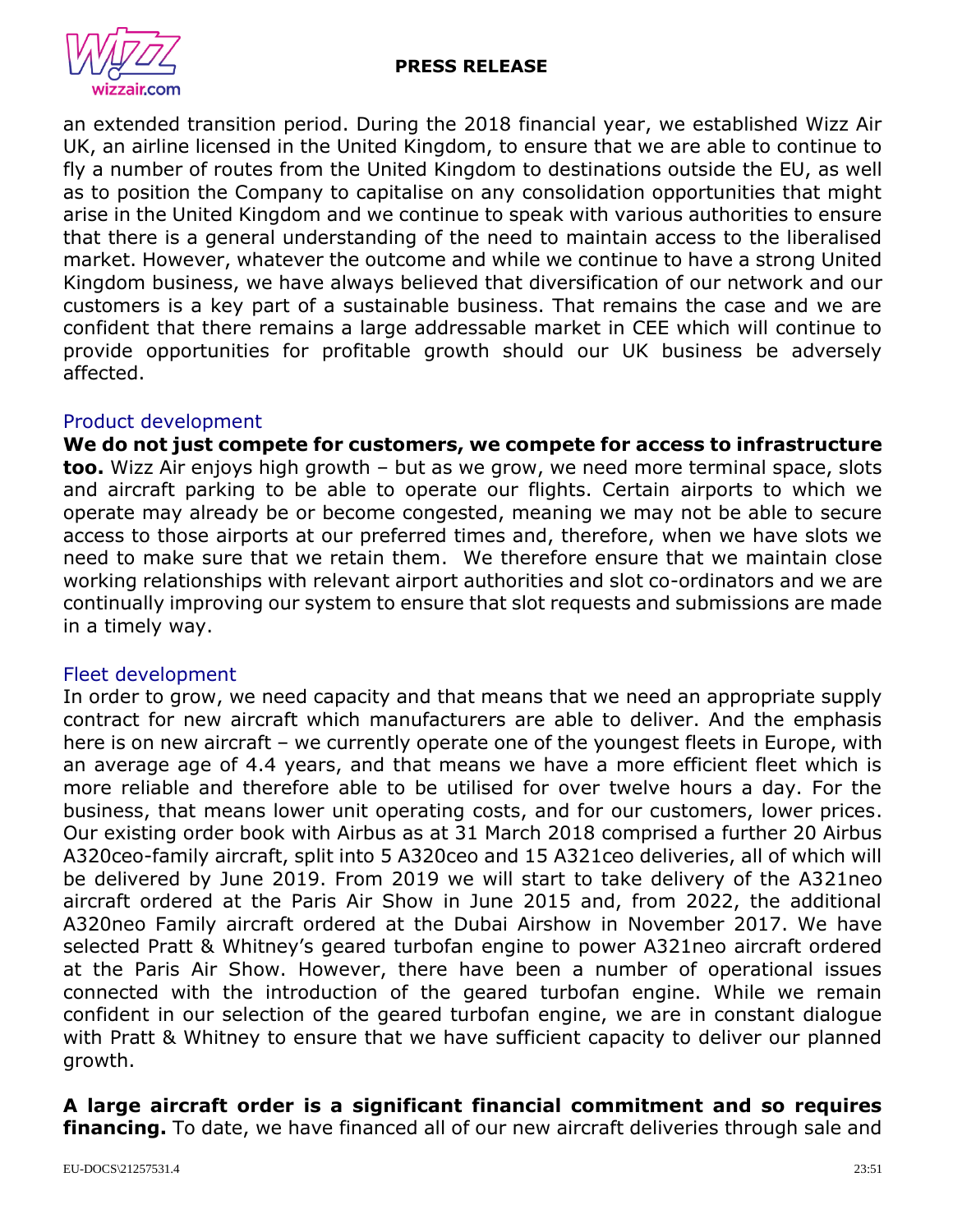an extended transition period. During the 2018 financial year, we established Wizz Air UK, an airline licensed in the United Kingdom, to ensure that we are able to continue to fly a number of routes from the United Kingdom to destinations outside the EU, as well as to position the Company to capitalise on any consolidation opportunities that might arise in the United Kingdom and we continue to speak with various authorities to ensure that there is a general understanding of the need to maintain access to the liberalised market. However, whatever the outcome and while we continue to have a strong United Kingdom business, we have always believed that diversification of our network and our customers is a key part of a sustainable business. That remains the case and we are confident that there remains a large addressable market in CEE which will continue to provide opportunities for profitable growth should our UK business be adversely affected.

### Product development

**We do not just compete for customers, we compete for access to infrastructure too.** Wizz Air enjoys high growth – but as we grow, we need more terminal space, slots and aircraft parking to be able to operate our flights. Certain airports to which we operate may already be or become congested, meaning we may not be able to secure access to those airports at our preferred times and, therefore, when we have slots we need to make sure that we retain them. We therefore ensure that we maintain close working relationships with relevant airport authorities and slot co-ordinators and we are continually improving our system to ensure that slot requests and submissions are made in a timely way.

### Fleet development

In order to grow, we need capacity and that means that we need an appropriate supply contract for new aircraft which manufacturers are able to deliver. And the emphasis here is on new aircraft – we currently operate one of the youngest fleets in Europe, with an average age of 4.4 years, and that means we have a more efficient fleet which is more reliable and therefore able to be utilised for over twelve hours a day. For the business, that means lower unit operating costs, and for our customers, lower prices. Our existing order book with Airbus as at 31 March 2018 comprised a further 20 Airbus A320ceo-family aircraft, split into 5 A320ceo and 15 A321ceo deliveries, all of which will be delivered by June 2019. From 2019 we will start to take delivery of the A321neo aircraft ordered at the Paris Air Show in June 2015 and, from 2022, the additional A320neo Family aircraft ordered at the Dubai Airshow in November 2017. We have selected Pratt & Whitney's geared turbofan engine to power A321neo aircraft ordered at the Paris Air Show. However, there have been a number of operational issues connected with the introduction of the geared turbofan engine. While we remain confident in our selection of the geared turbofan engine, we are in constant dialogue with Pratt & Whitney to ensure that we have sufficient capacity to deliver our planned growth.

**A large aircraft order is a significant financial commitment and so requires financing.** To date, we have financed all of our new aircraft deliveries through sale and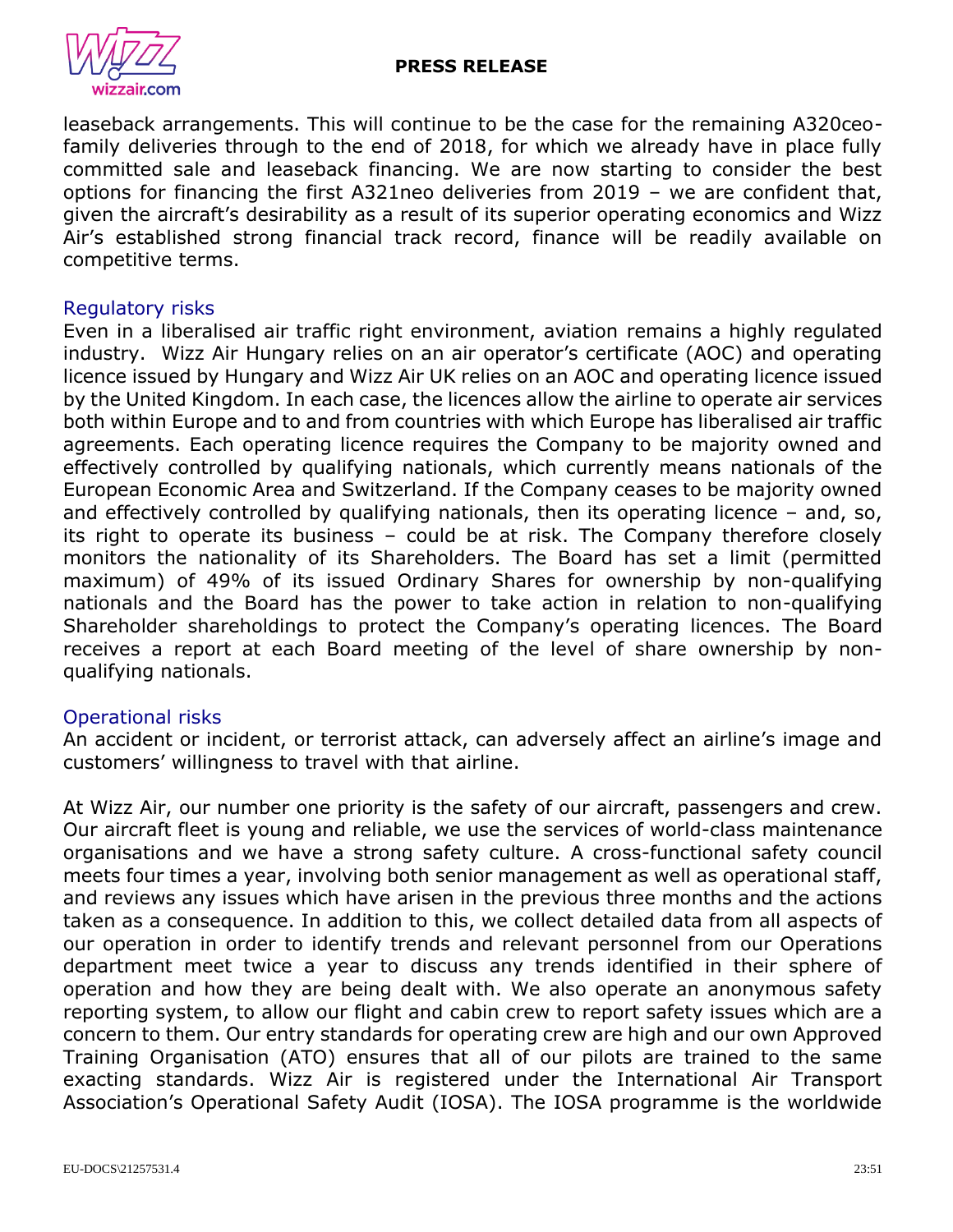leaseback arrangements. This will continue to be the case for the remaining A320ceo-family deliveries through to the end of 2018, for which we already have in place fully committed sale and leaseback financing. We are now starting to consider the best options for financing the first A321neo deliveries from 2019 – we are confident that, given the aircraft's desirability as a result of its superior operating economics and Wizz Air's established strong financial track record, finance will be readily available on competitive terms.

## Regulatory risks

Even in a liberalised air traffic right environment, aviation remains a highly regulated industry. Wizz Air Hungary relies on an air operator's certificate (AOC) and operating licence issued by Hungary and Wizz Air UK relies on an AOC and operating licence issued by the United Kingdom. In each case, the licences allow the airline to operate air services both within Europe and to and from countries with which Europe has liberalised air traffic agreements. Each operating licence requires the Company to be majority owned and effectively controlled by qualifying nationals, which currently means nationals of the European Economic Area and Switzerland. If the Company ceases to be majority owned and effectively controlled by qualifying nationals, then its operating licence – and, so, its right to operate its business – could be at risk. The Company therefore closely monitors the nationality of its Shareholders. The Board has set a limit (permitted maximum) of 49% of its issued Ordinary Shares for ownership by non-qualifying nationals and the Board has the power to take action in relation to non-qualifying Shareholder shareholdings to protect the Company's operating licences. The Board receives a report at each Board meeting of the level of share ownership by non-qualifying nationals.

## Operational risks

An accident or incident, or terrorist attack, can adversely affect an airline's image and customers' willingness to travel with that airline.

At Wizz Air, our number one priority is the safety of our aircraft, passengers and crew. Our aircraft fleet is young and reliable, we use the services of world-class maintenance organisations and we have a strong safety culture. A cross-functional safety council meets four times a year, involving both senior management as well as operational staff, and reviews any issues which have arisen in the previous three months and the actions taken as a consequence. In addition to this, we collect detailed data from all aspects of our operation in order to identify trends and relevant personnel from our Operations department meet twice a year to discuss any trends identified in their sphere of operation and how they are being dealt with. We also operate an anonymous safety reporting system, to allow our flight and cabin crew to report safety issues which are a concern to them. Our entry standards for operating crew are high and our own Approved Training Organisation (ATO) ensures that all of our pilots are trained to the same exacting standards. Wizz Air is registered under the International Air Transport Association's Operational Safety Audit (IOSA). The IOSA programme is the worldwide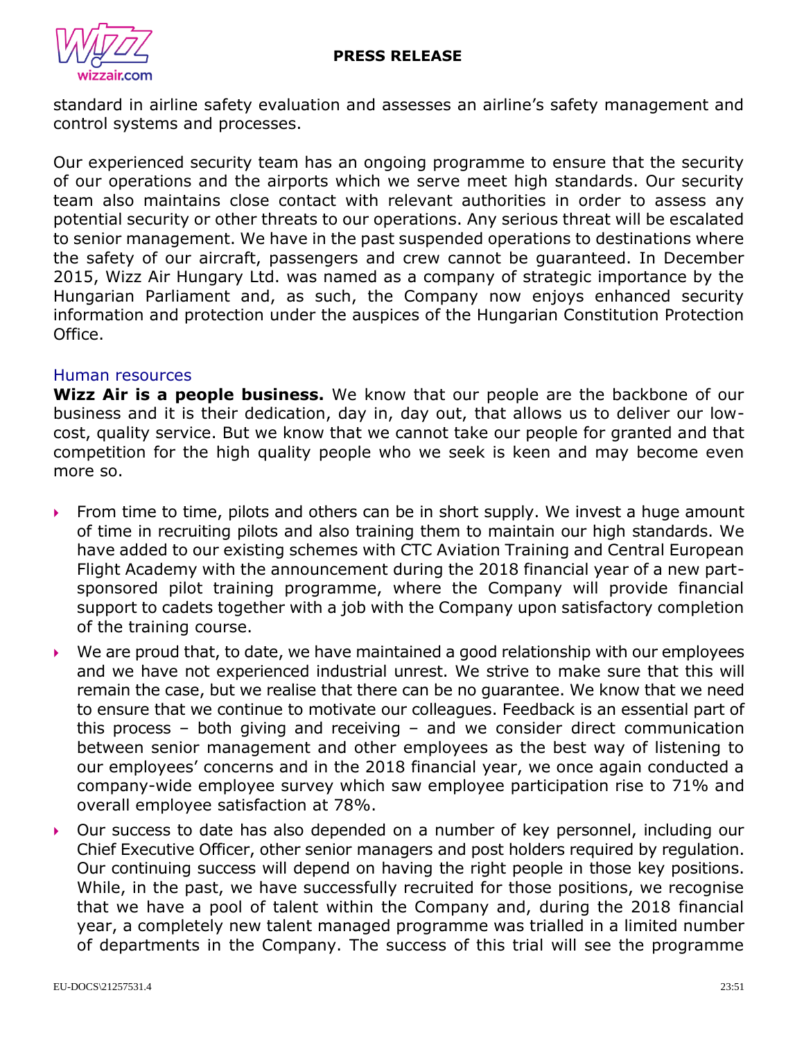standard in airline safety evaluation and assesses an airline's safety management and control systems and processes.

Our experienced security team has an ongoing programme to ensure that the security of our operations and the airports which we serve meet high standards. Our security team also maintains close contact with relevant authorities in order to assess any potential security or other threats to our operations. Any serious threat will be escalated to senior management. We have in the past suspended operations to destinations where the safety of our aircraft, passengers and crew cannot be guaranteed. In December 2015, Wizz Air Hungary Ltd. was named as a company of strategic importance by the Hungarian Parliament and, as such, the Company now enjoys enhanced security information and protection under the auspices of the Hungarian Constitution Protection Office.

## Human resources

**Wizz Air is a people business.** We know that our people are the backbone of our business and it is their dedication, day in, day out, that allows us to deliver our low-cost, quality service. But we know that we cannot take our people for granted and that competition for the high quality people who we seek is keen and may become even more so.

- From time to time, pilots and others can be in short supply. We invest a huge amount of time in recruiting pilots and also training them to maintain our high standards. We have added to our existing schemes with CTC Aviation Training and Central European Flight Academy with the announcement during the 2018 financial year of a new part-sponsored pilot training programme, where the Company will provide financial support to cadets together with a job with the Company upon satisfactory completion of the training course.
- We are proud that, to date, we have maintained a good relationship with our employees and we have not experienced industrial unrest. We strive to make sure that this will remain the case, but we realise that there can be no guarantee. We know that we need to ensure that we continue to motivate our colleagues. Feedback is an essential part of this process – both giving and receiving – and we consider direct communication between senior management and other employees as the best way of listening to our employees' concerns and in the 2018 financial year, we once again conducted a company-wide employee survey which saw employee participation rise to 71% and overall employee satisfaction at 78%.
- Our success to date has also depended on a number of key personnel, including our Chief Executive Officer, other senior managers and post holders required by regulation. Our continuing success will depend on having the right people in those key positions. While, in the past, we have successfully recruited for those positions, we recognise that we have a pool of talent within the Company and, during the 2018 financial year, a completely new talent managed programme was trialled in a limited number of departments in the Company. The success of this trial will see the programme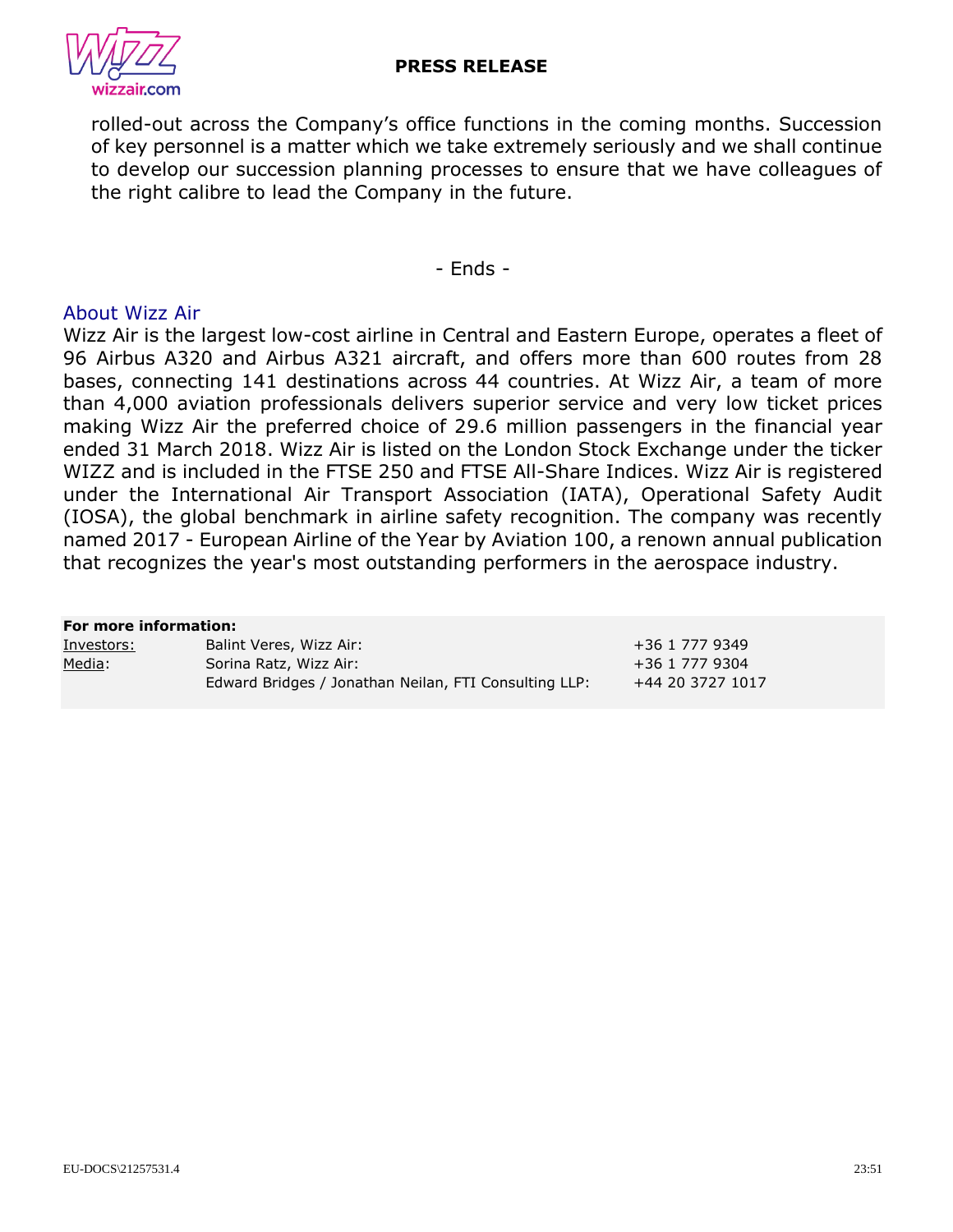rolled-out across the Company's office functions in the coming months. Succession of key personnel is a matter which we take extremely seriously and we shall continue to develop our succession planning processes to ensure that we have colleagues of the right calibre to lead the Company in the future.

\- Ends -

## About Wizz Air

Wizz Air is the largest low-cost airline in Central and Eastern Europe, operates a fleet of 96 Airbus A320 and Airbus A321 aircraft, and offers more than 600 routes from 28 bases, connecting 141 destinations across 44 countries. At Wizz Air, a team of more than 4,000 aviation professionals delivers superior service and very low ticket prices making Wizz Air the preferred choice of 29.6 million passengers in the financial year ended 31 March 2018. Wizz Air is listed on the London Stock Exchange under the ticker WIZZ and is included in the FTSE 250 and FTSE All-Share Indices. Wizz Air is registered under the International Air Transport Association (IATA), Operational Safety Audit (IOSA), the global benchmark in airline safety recognition. The company was recently named 2017 - European Airline of the Year by Aviation 100, a renown annual publication that recognizes the year's most outstanding performers in the aerospace industry.

**For more information:**

| | | |
|---|---|---|
| Investors: | Balint Veres, Wizz Air: | +36 1 777 9349 |
| Media: | Sorina Ratz, Wizz Air: | +36 1 777 9304 |
| | Edward Bridges / Jonathan Neilan, FTI Consulting LLP: | +44 20 3727 1017 |

EU-DOCS\21257531.4 23:51